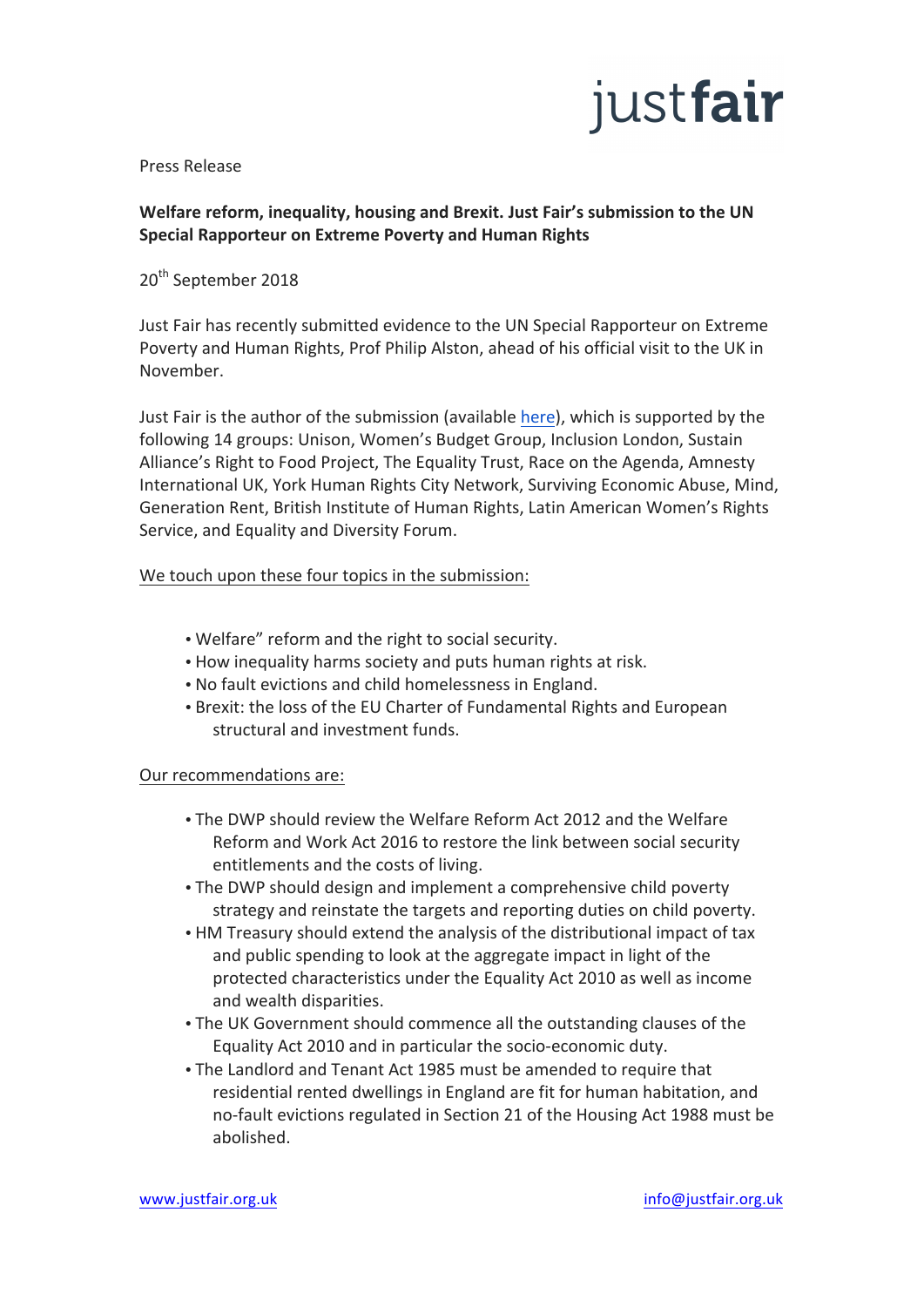justfair

Press Release

**Welfare reform, inequality, housing and Brexit. Just Fair's submission to the UN Special Rapporteur on Extreme Poverty and Human Rights**

20th September 2018

Just Fair has recently submitted evidence to the UN Special Rapporteur on Extreme Poverty and Human Rights, Prof Philip Alston, ahead of his official visit to the UK in November.

Just Fair is the author of the submission (available here), which is supported by the following 14 groups: Unison, Women's Budget Group, Inclusion London, Sustain Alliance's Right to Food Project, The Equality Trust, Race on the Agenda, Amnesty International UK, York Human Rights City Network, Surviving Economic Abuse, Mind, Generation Rent, British Institute of Human Rights, Latin American Women's Rights Service, and Equality and Diversity Forum.

We touch upon these four topics in the submission:

- Welfare" reform and the right to social security.
- How inequality harms society and puts human rights at risk.
- No fault evictions and child homelessness in England.
- Brexit: the loss of the EU Charter of Fundamental Rights and European structural and investment funds.

Our recommendations are:

- The DWP should review the Welfare Reform Act 2012 and the Welfare Reform and Work Act 2016 to restore the link between social security entitlements and the costs of living.
- The DWP should design and implement a comprehensive child poverty strategy and reinstate the targets and reporting duties on child poverty.
- HM Treasury should extend the analysis of the distributional impact of tax and public spending to look at the aggregate impact in light of the protected characteristics under the Equality Act 2010 as well as income and wealth disparities.
- The UK Government should commence all the outstanding clauses of the Equality Act 2010 and in particular the socio-economic duty.
- The Landlord and Tenant Act 1985 must be amended to require that residential rented dwellings in England are fit for human habitation, and no-fault evictions regulated in Section 21 of the Housing Act 1988 must be abolished.

www.justfair.org.uk info@justfair.org.uk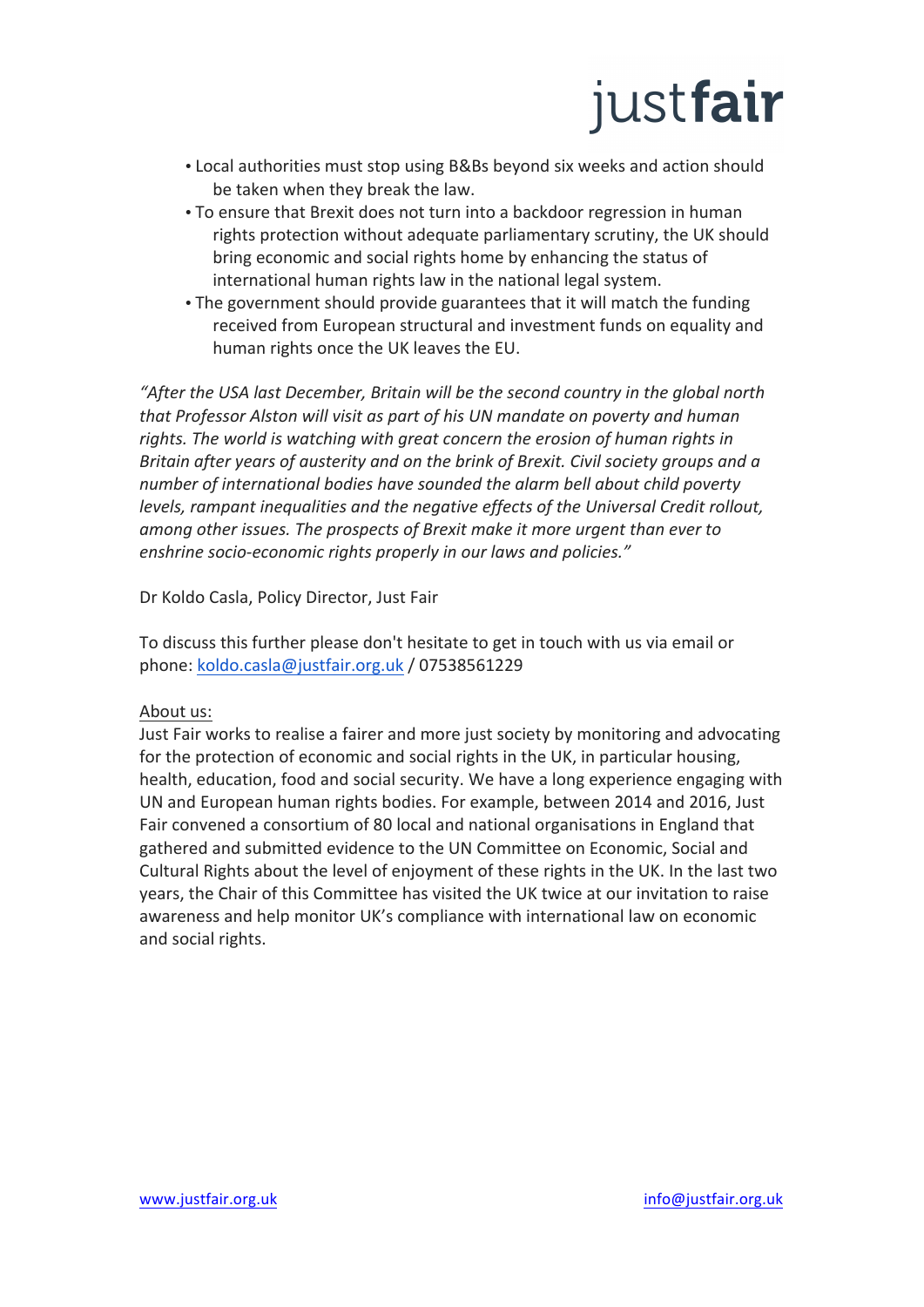- Local authorities must stop using B&Bs beyond six weeks and action should be taken when they break the law.
- To ensure that Brexit does not turn into a backdoor regression in human rights protection without adequate parliamentary scrutiny, the UK should bring economic and social rights home by enhancing the status of international human rights law in the national legal system.
- The government should provide guarantees that it will match the funding received from European structural and investment funds on equality and human rights once the UK leaves the EU.

*"After the USA last December, Britain will be the second country in the global north that Professor Alston will visit as part of his UN mandate on poverty and human rights. The world is watching with great concern the erosion of human rights in Britain after years of austerity and on the brink of Brexit. Civil society groups and a number of international bodies have sounded the alarm bell about child poverty levels, rampant inequalities and the negative effects of the Universal Credit rollout, among other issues. The prospects of Brexit make it more urgent than ever to enshrine socio-economic rights properly in our laws and policies."*

Dr Koldo Casla, Policy Director, Just Fair

To discuss this further please don't hesitate to get in touch with us via email or phone: koldo.casla@justfair.org.uk / 07538561229

About us:

Just Fair works to realise a fairer and more just society by monitoring and advocating for the protection of economic and social rights in the UK, in particular housing, health, education, food and social security. We have a long experience engaging with UN and European human rights bodies. For example, between 2014 and 2016, Just Fair convened a consortium of 80 local and national organisations in England that gathered and submitted evidence to the UN Committee on Economic, Social and Cultural Rights about the level of enjoyment of these rights in the UK. In the last two years, the Chair of this Committee has visited the UK twice at our invitation to raise awareness and help monitor UK's compliance with international law on economic and social rights.